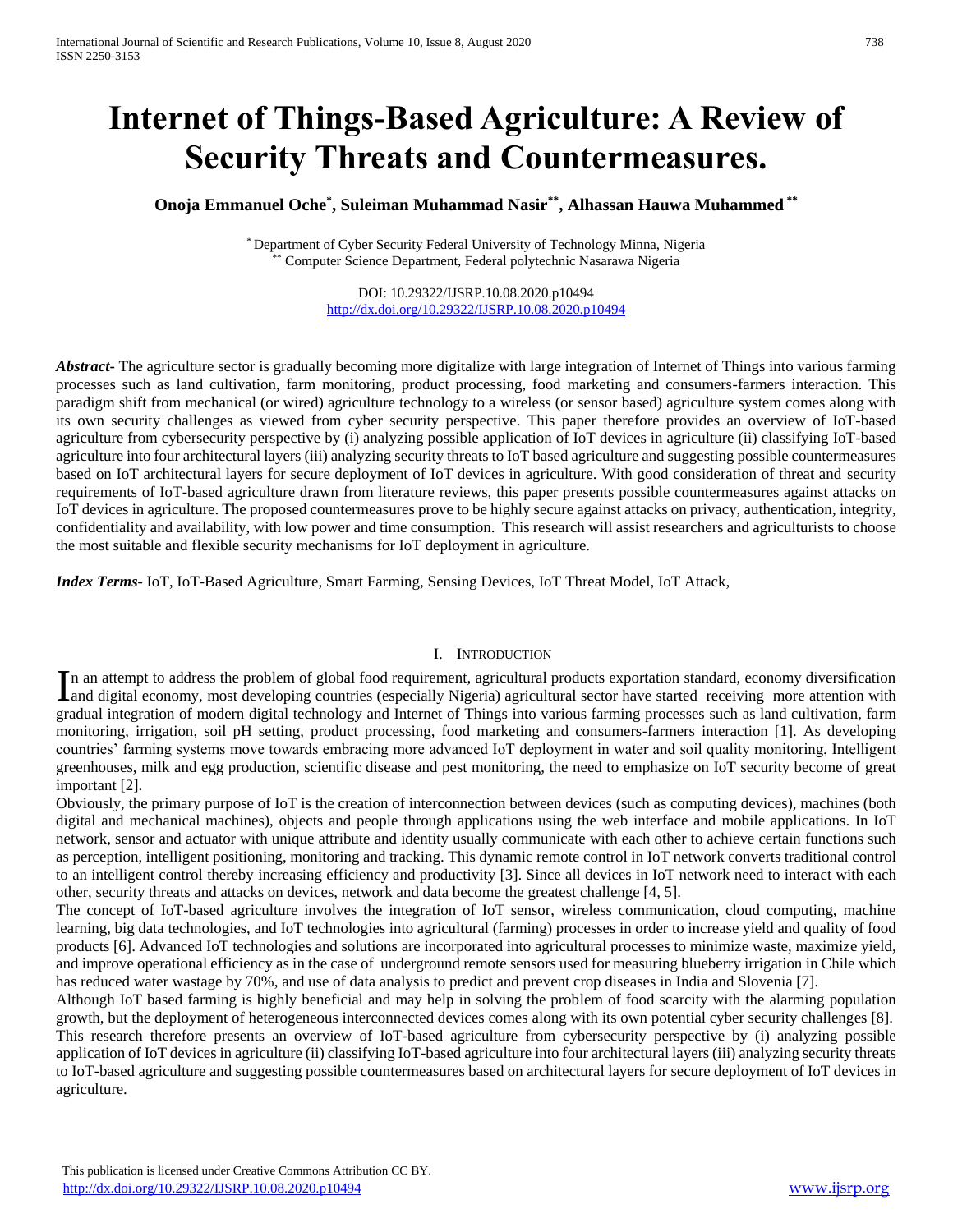# Internet of Things-Based Agriculture: A Review of Security Threats and Countermeasures.

**Onoja Emmanuel Oche[*], Suleiman Muhammad Nasir[**], Alhassan Hauwa Muhammed [**]**

[*] Department of Cyber Security Federal University of Technology Minna, Nigeria
[**] Computer Science Department, Federal polytechnic Nasarawa Nigeria

DOI: 10.29322/IJSRP.10.08.2020.p10494
http://dx.doi.org/10.29322/IJSRP.10.08.2020.p10494

***Abstract***- The agriculture sector is gradually becoming more digitalize with large integration of Internet of Things into various farming processes such as land cultivation, farm monitoring, product processing, food marketing and consumers-farmers interaction. This paradigm shift from mechanical (or wired) agriculture technology to a wireless (or sensor based) agriculture system comes along with its own security challenges as viewed from cyber security perspective. This paper therefore provides an overview of IoT-based agriculture from cybersecurity perspective by (i) analyzing possible application of IoT devices in agriculture (ii) classifying IoT-based agriculture into four architectural layers (iii) analyzing security threats to IoT based agriculture and suggesting possible countermeasures based on IoT architectural layers for secure deployment of IoT devices in agriculture. With good consideration of threat and security requirements of IoT-based agriculture drawn from literature reviews, this paper presents possible countermeasures against attacks on IoT devices in agriculture. The proposed countermeasures prove to be highly secure against attacks on privacy, authentication, integrity, confidentiality and availability, with low power and time consumption. This research will assist researchers and agriculturists to choose the most suitable and flexible security mechanisms for IoT deployment in agriculture.

***Index Terms***- IoT, IoT-Based Agriculture, Smart Farming, Sensing Devices, IoT Threat Model, IoT Attack,

## I. Introduction

In an attempt to address the problem of global food requirement, agricultural products exportation standard, economy diversification and digital economy, most developing countries (especially Nigeria) agricultural sector have started receiving more attention with gradual integration of modern digital technology and Internet of Things into various farming processes such as land cultivation, farm monitoring, irrigation, soil pH setting, product processing, food marketing and consumers-farmers interaction [1]. As developing countries' farming systems move towards embracing more advanced IoT deployment in water and soil quality monitoring, Intelligent greenhouses, milk and egg production, scientific disease and pest monitoring, the need to emphasize on IoT security become of great important [2].

Obviously, the primary purpose of IoT is the creation of interconnection between devices (such as computing devices), machines (both digital and mechanical machines), objects and people through applications using the web interface and mobile applications. In IoT network, sensor and actuator with unique attribute and identity usually communicate with each other to achieve certain functions such as perception, intelligent positioning, monitoring and tracking. This dynamic remote control in IoT network converts traditional control to an intelligent control thereby increasing efficiency and productivity [3]. Since all devices in IoT network need to interact with each other, security threats and attacks on devices, network and data become the greatest challenge [4, 5].

The concept of IoT-based agriculture involves the integration of IoT sensor, wireless communication, cloud computing, machine learning, big data technologies, and IoT technologies into agricultural (farming) processes in order to increase yield and quality of food products [6]. Advanced IoT technologies and solutions are incorporated into agricultural processes to minimize waste, maximize yield, and improve operational efficiency as in the case of underground remote sensors used for measuring blueberry irrigation in Chile which has reduced water wastage by 70%, and use of data analysis to predict and prevent crop diseases in India and Slovenia [7].

Although IoT based farming is highly beneficial and may help in solving the problem of food scarcity with the alarming population growth, but the deployment of heterogeneous interconnected devices comes along with its own potential cyber security challenges [8].

This research therefore presents an overview of IoT-based agriculture from cybersecurity perspective by (i) analyzing possible application of IoT devices in agriculture (ii) classifying IoT-based agriculture into four architectural layers (iii) analyzing security threats to IoT-based agriculture and suggesting possible countermeasures based on architectural layers for secure deployment of IoT devices in agriculture.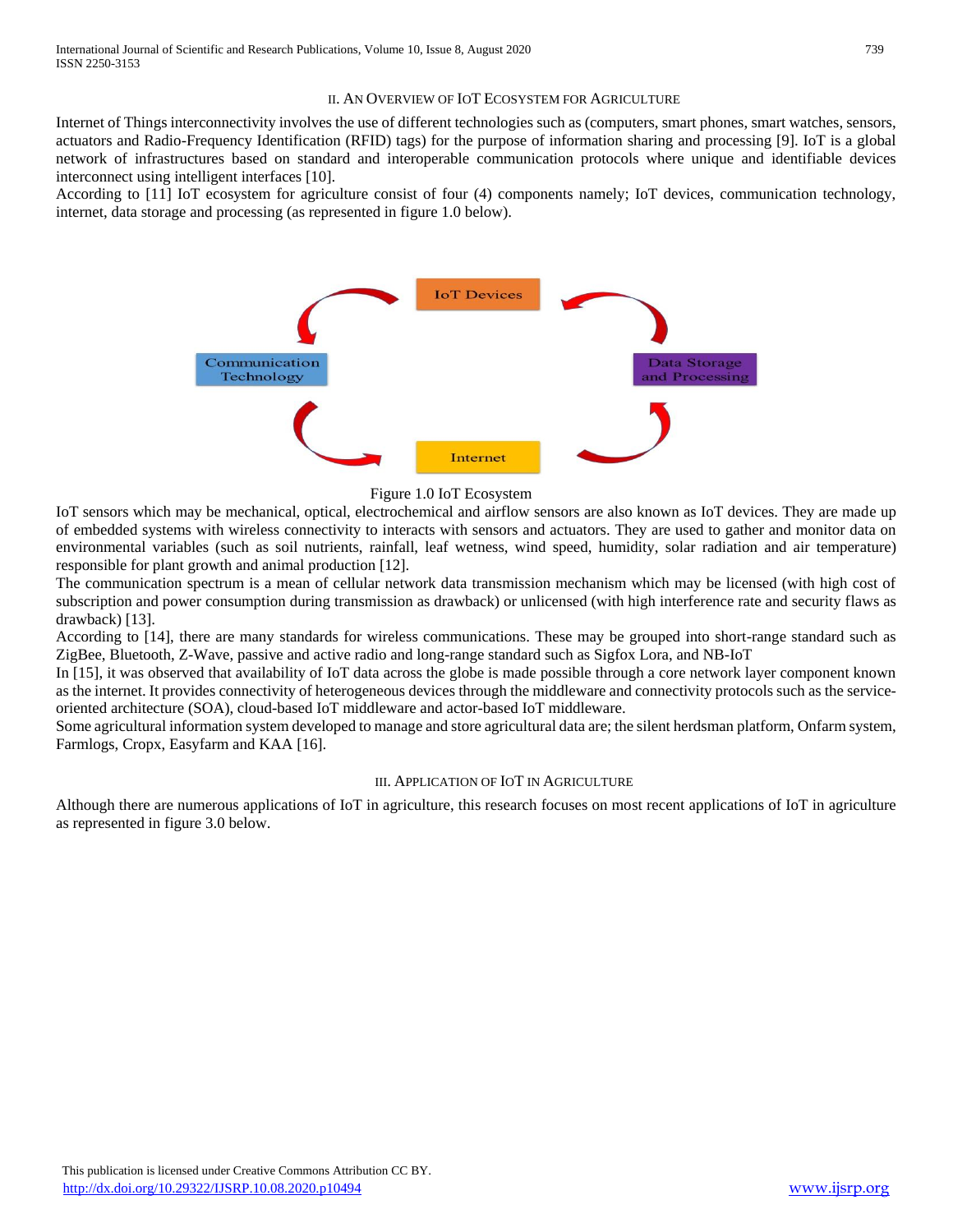## II. An Overview of IoT Ecosystem for Agriculture

Internet of Things interconnectivity involves the use of different technologies such as (computers, smart phones, smart watches, sensors, actuators and Radio-Frequency Identification (RFID) tags) for the purpose of information sharing and processing [9]. IoT is a global network of infrastructures based on standard and interoperable communication protocols where unique and identifiable devices interconnect using intelligent interfaces [10].

According to [11] IoT ecosystem for agriculture consist of four (4) components namely; IoT devices, communication technology, internet, data storage and processing (as represented in figure 1.0 below).

IoT Devices

Communication Technology

Data Storage and Processing

Internet

Figure 1.0 IoT Ecosystem

IoT sensors which may be mechanical, optical, electrochemical and airflow sensors are also known as IoT devices. They are made up of embedded systems with wireless connectivity to interacts with sensors and actuators. They are used to gather and monitor data on environmental variables (such as soil nutrients, rainfall, leaf wetness, wind speed, humidity, solar radiation and air temperature) responsible for plant growth and animal production [12].

The communication spectrum is a mean of cellular network data transmission mechanism which may be licensed (with high cost of subscription and power consumption during transmission as drawback) or unlicensed (with high interference rate and security flaws as drawback) [13].

According to [14], there are many standards for wireless communications. These may be grouped into short-range standard such as ZigBee, Bluetooth, Z-Wave, passive and active radio and long-range standard such as Sigfox Lora, and NB-IoT

In [15], it was observed that availability of IoT data across the globe is made possible through a core network layer component known as the internet. It provides connectivity of heterogeneous devices through the middleware and connectivity protocols such as the service-oriented architecture (SOA), cloud-based IoT middleware and actor-based IoT middleware.

Some agricultural information system developed to manage and store agricultural data are; the silent herdsman platform, Onfarm system, Farmlogs, Cropx, Easyfarm and KAA [16].

## III. Application of IoT in Agriculture

Although there are numerous applications of IoT in agriculture, this research focuses on most recent applications of IoT in agriculture as represented in figure 3.0 below.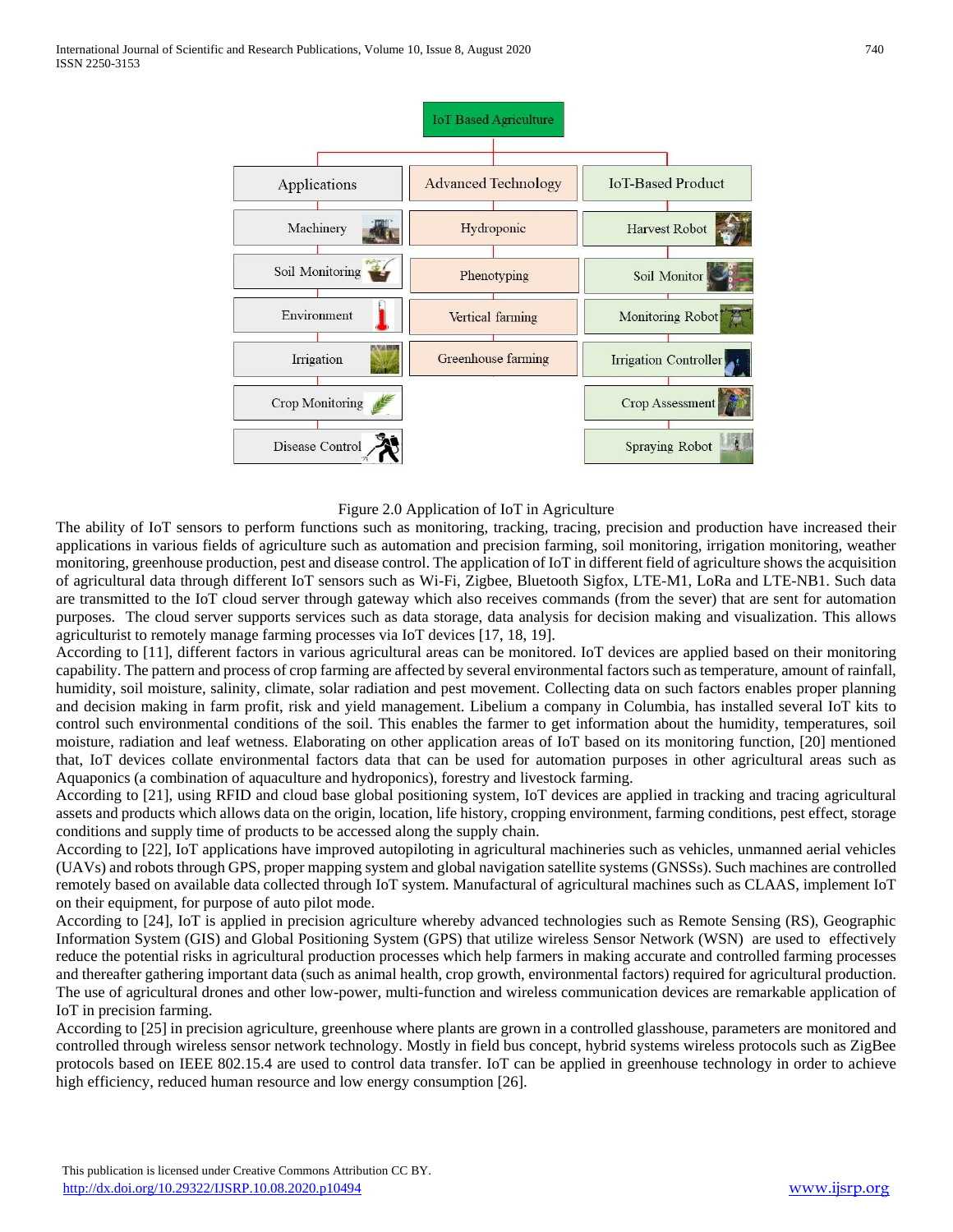Figure 2.0 Application of IoT in Agriculture

The ability of IoT sensors to perform functions such as monitoring, tracking, tracing, precision and production have increased their applications in various fields of agriculture such as automation and precision farming, soil monitoring, irrigation monitoring, weather monitoring, greenhouse production, pest and disease control. The application of IoT in different field of agriculture shows the acquisition of agricultural data through different IoT sensors such as Wi-Fi, Zigbee, Bluetooth Sigfox, LTE-M1, LoRa and LTE-NB1. Such data are transmitted to the IoT cloud server through gateway which also receives commands (from the sever) that are sent for automation purposes. The cloud server supports services such as data storage, data analysis for decision making and visualization. This allows agriculturist to remotely manage farming processes via IoT devices [17, 18, 19].

According to [11], different factors in various agricultural areas can be monitored. IoT devices are applied based on their monitoring capability. The pattern and process of crop farming are affected by several environmental factors such as temperature, amount of rainfall, humidity, soil moisture, salinity, climate, solar radiation and pest movement. Collecting data on such factors enables proper planning and decision making in farm profit, risk and yield management. Libelium a company in Columbia, has installed several IoT kits to control such environmental conditions of the soil. This enables the farmer to get information about the humidity, temperatures, soil moisture, radiation and leaf wetness. Elaborating on other application areas of IoT based on its monitoring function, [20] mentioned that, IoT devices collate environmental factors data that can be used for automation purposes in other agricultural areas such as Aquaponics (a combination of aquaculture and hydroponics), forestry and livestock farming.

According to [21], using RFID and cloud base global positioning system, IoT devices are applied in tracking and tracing agricultural assets and products which allows data on the origin, location, life history, cropping environment, farming conditions, pest effect, storage conditions and supply time of products to be accessed along the supply chain.

According to [22], IoT applications have improved autopiloting in agricultural machineries such as vehicles, unmanned aerial vehicles (UAVs) and robots through GPS, proper mapping system and global navigation satellite systems (GNSSs). Such machines are controlled remotely based on available data collected through IoT system. Manufactural of agricultural machines such as CLAAS, implement IoT on their equipment, for purpose of auto pilot mode.

According to [24], IoT is applied in precision agriculture whereby advanced technologies such as Remote Sensing (RS), Geographic Information System (GIS) and Global Positioning System (GPS) that utilize wireless Sensor Network (WSN) are used to effectively reduce the potential risks in agricultural production processes which help farmers in making accurate and controlled farming processes and thereafter gathering important data (such as animal health, crop growth, environmental factors) required for agricultural production. The use of agricultural drones and other low-power, multi-function and wireless communication devices are remarkable application of IoT in precision farming.

According to [25] in precision agriculture, greenhouse where plants are grown in a controlled glasshouse, parameters are monitored and controlled through wireless sensor network technology. Mostly in field bus concept, hybrid systems wireless protocols such as ZigBee protocols based on IEEE 802.15.4 are used to control data transfer. IoT can be applied in greenhouse technology in order to achieve high efficiency, reduced human resource and low energy consumption [26].

This publication is licensed under Creative Commons Attribution CC BY.
http://dx.doi.org/10.29322/IJSRP.10.08.2020.p10494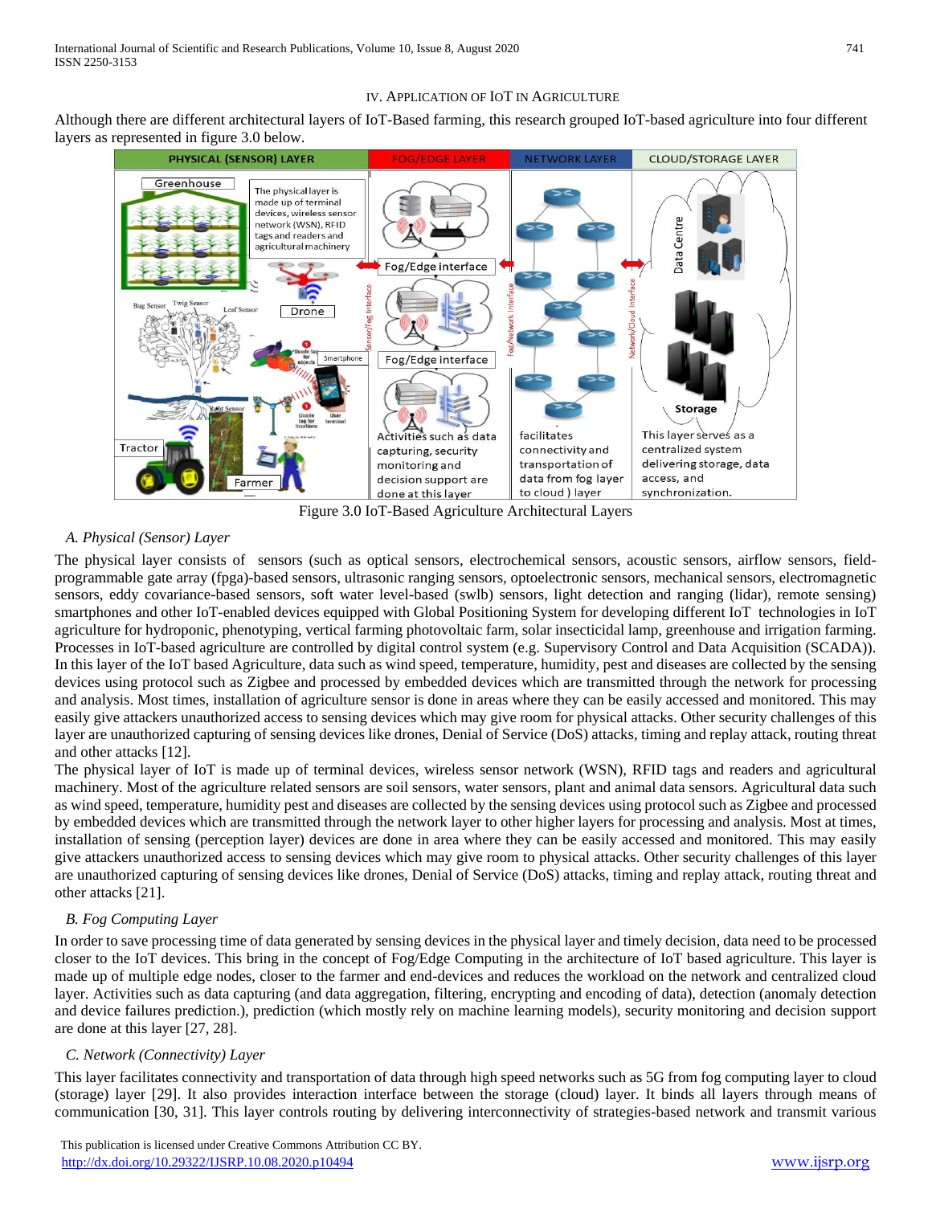## IV. Application of IoT in Agriculture

Although there are different architectural layers of IoT-Based farming, this research grouped IoT-based agriculture into four different layers as represented in figure 3.0 below.

Figure 3.0 IoT-Based Agriculture Architectural Layers

### A. Physical (Sensor) Layer

The physical layer consists of sensors (such as optical sensors, electrochemical sensors, acoustic sensors, airflow sensors, field-programmable gate array (fpga)-based sensors, ultrasonic ranging sensors, optoelectronic sensors, mechanical sensors, electromagnetic sensors, eddy covariance-based sensors, soft water level-based (swlb) sensors, light detection and ranging (lidar), remote sensing) smartphones and other IoT-enabled devices equipped with Global Positioning System for developing different IoT technologies in IoT agriculture for hydroponic, phenotyping, vertical farming photovoltaic farm, solar insecticidal lamp, greenhouse and irrigation farming. Processes in IoT-based agriculture are controlled by digital control system (e.g. Supervisory Control and Data Acquisition (SCADA)). In this layer of the IoT based Agriculture, data such as wind speed, temperature, humidity, pest and diseases are collected by the sensing devices using protocol such as Zigbee and processed by embedded devices which are transmitted through the network for processing and analysis. Most times, installation of agriculture sensor is done in areas where they can be easily accessed and monitored. This may easily give attackers unauthorized access to sensing devices which may give room for physical attacks. Other security challenges of this layer are unauthorized capturing of sensing devices like drones, Denial of Service (DoS) attacks, timing and replay attack, routing threat and other attacks [12].

The physical layer of IoT is made up of terminal devices, wireless sensor network (WSN), RFID tags and readers and agricultural machinery. Most of the agriculture related sensors are soil sensors, water sensors, plant and animal data sensors. Agricultural data such as wind speed, temperature, humidity pest and diseases are collected by the sensing devices using protocol such as Zigbee and processed by embedded devices which are transmitted through the network layer to other higher layers for processing and analysis. Most at times, installation of sensing (perception layer) devices are done in area where they can be easily accessed and monitored. This may easily give attackers unauthorized access to sensing devices which may give room to physical attacks. Other security challenges of this layer are unauthorized capturing of sensing devices like drones, Denial of Service (DoS) attacks, timing and replay attack, routing threat and other attacks [21].

### B. Fog Computing Layer

In order to save processing time of data generated by sensing devices in the physical layer and timely decision, data need to be processed closer to the IoT devices. This bring in the concept of Fog/Edge Computing in the architecture of IoT based agriculture. This layer is made up of multiple edge nodes, closer to the farmer and end-devices and reduces the workload on the network and centralized cloud layer. Activities such as data capturing (and data aggregation, filtering, encrypting and encoding of data), detection (anomaly detection and device failures prediction.), prediction (which mostly rely on machine learning models), security monitoring and decision support are done at this layer [27, 28].

### C. Network (Connectivity) Layer

This layer facilitates connectivity and transportation of data through high speed networks such as 5G from fog computing layer to cloud (storage) layer [29]. It also provides interaction interface between the storage (cloud) layer. It binds all layers through means of communication [30, 31]. This layer controls routing by delivering interconnectivity of strategies-based network and transmit various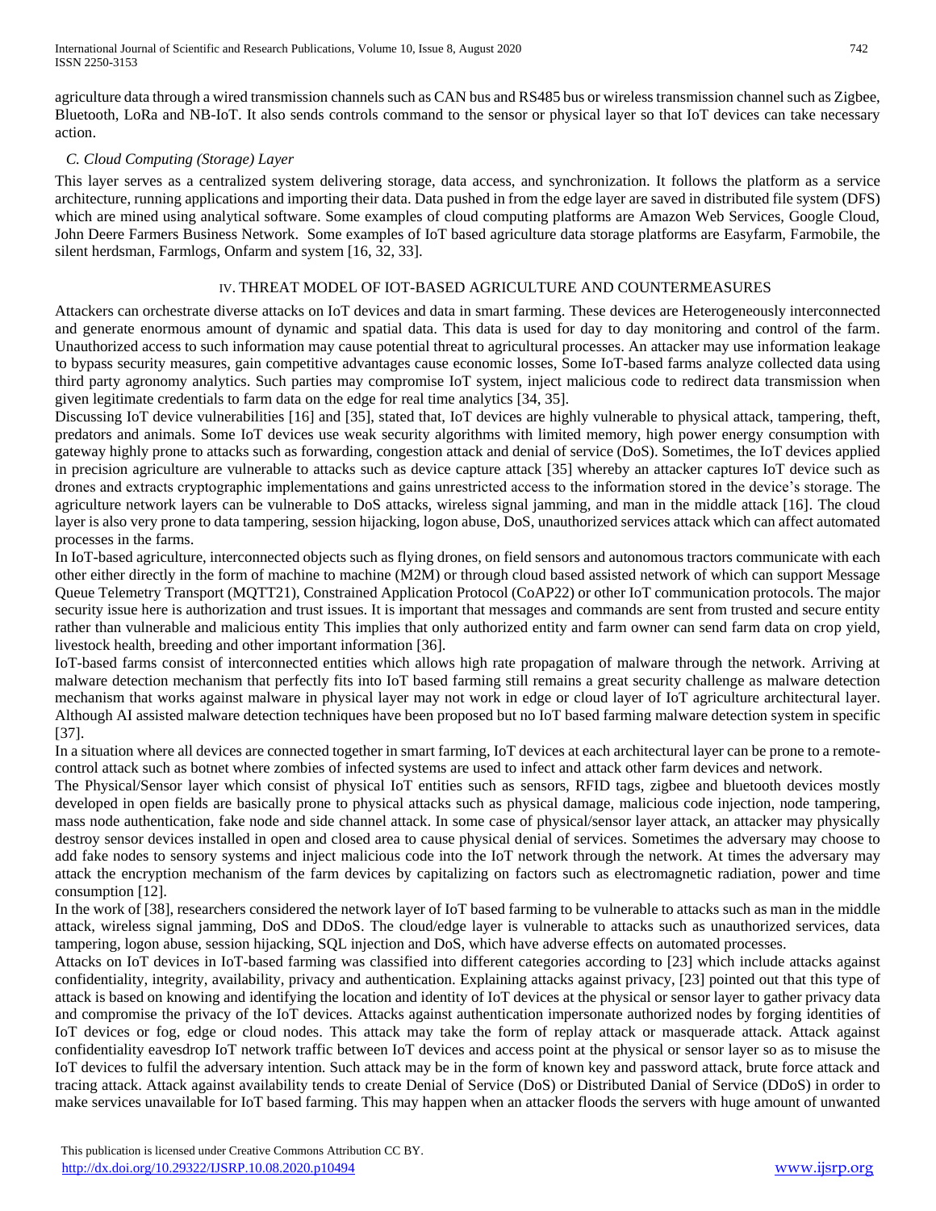agriculture data through a wired transmission channels such as CAN bus and RS485 bus or wireless transmission channel such as Zigbee, Bluetooth, LoRa and NB-IoT. It also sends controls command to the sensor or physical layer so that IoT devices can take necessary action.

### *C. Cloud Computing (Storage) Layer*

This layer serves as a centralized system delivering storage, data access, and synchronization. It follows the platform as a service architecture, running applications and importing their data. Data pushed in from the edge layer are saved in distributed file system (DFS) which are mined using analytical software. Some examples of cloud computing platforms are Amazon Web Services, Google Cloud, John Deere Farmers Business Network. Some examples of IoT based agriculture data storage platforms are Easyfarm, Farmobile, the silent herdsman, Farmlogs, Onfarm and system [16, 32, 33].

## IV. THREAT MODEL OF IOT-BASED AGRICULTURE AND COUNTERMEASURES

Attackers can orchestrate diverse attacks on IoT devices and data in smart farming. These devices are Heterogeneously interconnected and generate enormous amount of dynamic and spatial data. This data is used for day to day monitoring and control of the farm. Unauthorized access to such information may cause potential threat to agricultural processes. An attacker may use information leakage to bypass security measures, gain competitive advantages cause economic losses, Some IoT-based farms analyze collected data using third party agronomy analytics. Such parties may compromise IoT system, inject malicious code to redirect data transmission when given legitimate credentials to farm data on the edge for real time analytics [34, 35].

Discussing IoT device vulnerabilities [16] and [35], stated that, IoT devices are highly vulnerable to physical attack, tampering, theft, predators and animals. Some IoT devices use weak security algorithms with limited memory, high power energy consumption with gateway highly prone to attacks such as forwarding, congestion attack and denial of service (DoS). Sometimes, the IoT devices applied in precision agriculture are vulnerable to attacks such as device capture attack [35] whereby an attacker captures IoT device such as drones and extracts cryptographic implementations and gains unrestricted access to the information stored in the device's storage. The agriculture network layers can be vulnerable to DoS attacks, wireless signal jamming, and man in the middle attack [16]. The cloud layer is also very prone to data tampering, session hijacking, logon abuse, DoS, unauthorized services attack which can affect automated processes in the farms.

In IoT-based agriculture, interconnected objects such as flying drones, on field sensors and autonomous tractors communicate with each other either directly in the form of machine to machine (M2M) or through cloud based assisted network of which can support Message Queue Telemetry Transport (MQTT21), Constrained Application Protocol (CoAP22) or other IoT communication protocols. The major security issue here is authorization and trust issues. It is important that messages and commands are sent from trusted and secure entity rather than vulnerable and malicious entity This implies that only authorized entity and farm owner can send farm data on crop yield, livestock health, breeding and other important information [36].

IoT-based farms consist of interconnected entities which allows high rate propagation of malware through the network. Arriving at malware detection mechanism that perfectly fits into IoT based farming still remains a great security challenge as malware detection mechanism that works against malware in physical layer may not work in edge or cloud layer of IoT agriculture architectural layer. Although AI assisted malware detection techniques have been proposed but no IoT based farming malware detection system in specific [37].

In a situation where all devices are connected together in smart farming, IoT devices at each architectural layer can be prone to a remote-control attack such as botnet where zombies of infected systems are used to infect and attack other farm devices and network.

The Physical/Sensor layer which consist of physical IoT entities such as sensors, RFID tags, zigbee and bluetooth devices mostly developed in open fields are basically prone to physical attacks such as physical damage, malicious code injection, node tampering, mass node authentication, fake node and side channel attack. In some case of physical/sensor layer attack, an attacker may physically destroy sensor devices installed in open and closed area to cause physical denial of services. Sometimes the adversary may choose to add fake nodes to sensory systems and inject malicious code into the IoT network through the network. At times the adversary may attack the encryption mechanism of the farm devices by capitalizing on factors such as electromagnetic radiation, power and time consumption [12].

In the work of [38], researchers considered the network layer of IoT based farming to be vulnerable to attacks such as man in the middle attack, wireless signal jamming, DoS and DDoS. The cloud/edge layer is vulnerable to attacks such as unauthorized services, data tampering, logon abuse, session hijacking, SQL injection and DoS, which have adverse effects on automated processes.

Attacks on IoT devices in IoT-based farming was classified into different categories according to [23] which include attacks against confidentiality, integrity, availability, privacy and authentication. Explaining attacks against privacy, [23] pointed out that this type of attack is based on knowing and identifying the location and identity of IoT devices at the physical or sensor layer to gather privacy data and compromise the privacy of the IoT devices. Attacks against authentication impersonate authorized nodes by forging identities of IoT devices or fog, edge or cloud nodes. This attack may take the form of replay attack or masquerade attack. Attack against confidentiality eavesdrop IoT network traffic between IoT devices and access point at the physical or sensor layer so as to misuse the IoT devices to fulfil the adversary intention. Such attack may be in the form of known key and password attack, brute force attack and tracing attack. Attack against availability tends to create Denial of Service (DoS) or Distributed Danial of Service (DDoS) in order to make services unavailable for IoT based farming. This may happen when an attacker floods the servers with huge amount of unwanted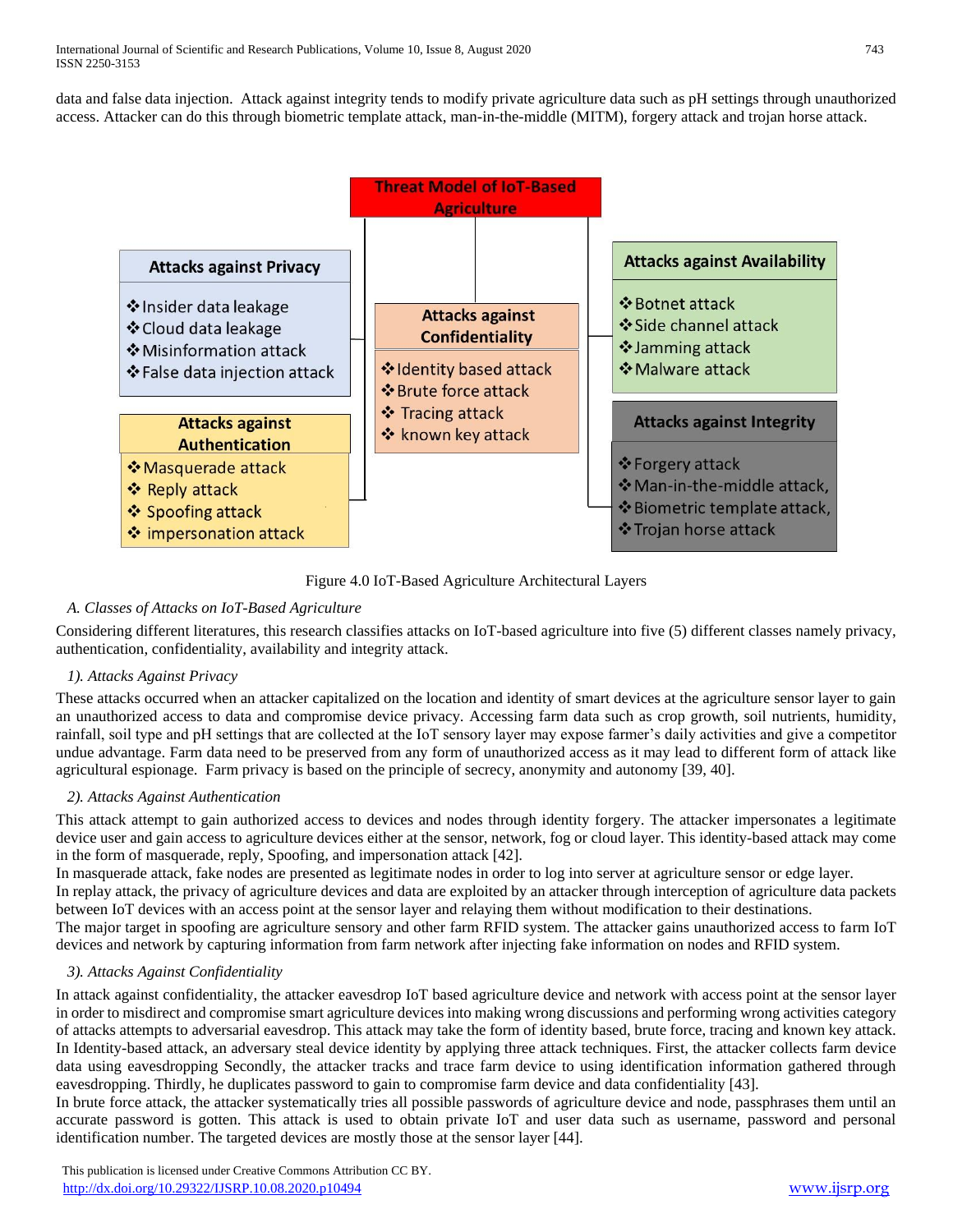data and false data injection. Attack against integrity tends to modify private agriculture data such as pH settings through unauthorized access. Attacker can do this through biometric template attack, man-in-the-middle (MITM), forgery attack and trojan horse attack.

**Threat Model of IoT-Based Agriculture**

**Attacks against Privacy**
- Insider data leakage
- Cloud data leakage
- Misinformation attack
- False data injection attack

**Attacks against Authentication**
- Masquerade attack
- Reply attack
- Spoofing attack
- impersonation attack

**Attacks against Confidentiality**
- Identity based attack
- Brute force attack
- Tracing attack
- known key attack

**Attacks against Availability**
- Botnet attack
- Side channel attack
- Jamming attack
- Malware attack

**Attacks against Integrity**
- Forgery attack
- Man-in-the-middle attack,
- Biometric template attack,
- Trojan horse attack

Figure 4.0 IoT-Based Agriculture Architectural Layers

### *A. Classes of Attacks on IoT-Based Agriculture*

Considering different literatures, this research classifies attacks on IoT-based agriculture into five (5) different classes namely privacy, authentication, confidentiality, availability and integrity attack.

#### *1). Attacks Against Privacy*

These attacks occurred when an attacker capitalized on the location and identity of smart devices at the agriculture sensor layer to gain an unauthorized access to data and compromise device privacy. Accessing farm data such as crop growth, soil nutrients, humidity, rainfall, soil type and pH settings that are collected at the IoT sensory layer may expose farmer's daily activities and give a competitor undue advantage. Farm data need to be preserved from any form of unauthorized access as it may lead to different form of attack like agricultural espionage. Farm privacy is based on the principle of secrecy, anonymity and autonomy [39, 40].

#### *2). Attacks Against Authentication*

This attack attempt to gain authorized access to devices and nodes through identity forgery. The attacker impersonates a legitimate device user and gain access to agriculture devices either at the sensor, network, fog or cloud layer. This identity-based attack may come in the form of masquerade, reply, Spoofing, and impersonation attack [42].

In masquerade attack, fake nodes are presented as legitimate nodes in order to log into server at agriculture sensor or edge layer.

In replay attack, the privacy of agriculture devices and data are exploited by an attacker through interception of agriculture data packets between IoT devices with an access point at the sensor layer and relaying them without modification to their destinations.

The major target in spoofing are agriculture sensory and other farm RFID system. The attacker gains unauthorized access to farm IoT devices and network by capturing information from farm network after injecting fake information on nodes and RFID system.

#### *3). Attacks Against Confidentiality*

In attack against confidentiality, the attacker eavesdrop IoT based agriculture device and network with access point at the sensor layer in order to misdirect and compromise smart agriculture devices into making wrong discussions and performing wrong activities category of attacks attempts to adversarial eavesdrop. This attack may take the form of identity based, brute force, tracing and known key attack.

In Identity-based attack, an adversary steal device identity by applying three attack techniques. First, the attacker collects farm device data using eavesdropping Secondly, the attacker tracks and trace farm device to using identification information gathered through eavesdropping. Thirdly, he duplicates password to gain to compromise farm device and data confidentiality [43].

In brute force attack, the attacker systematically tries all possible passwords of agriculture device and node, passphrases them until an accurate password is gotten. This attack is used to obtain private IoT and user data such as username, password and personal identification number. The targeted devices are mostly those at the sensor layer [44].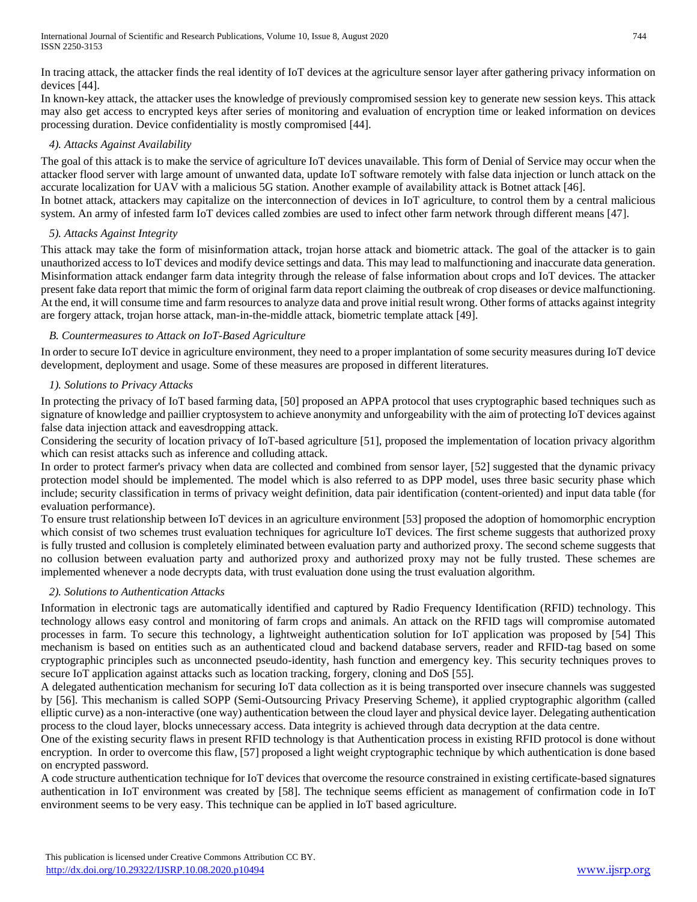In tracing attack, the attacker finds the real identity of IoT devices at the agriculture sensor layer after gathering privacy information on devices [44].

In known-key attack, the attacker uses the knowledge of previously compromised session key to generate new session keys. This attack may also get access to encrypted keys after series of monitoring and evaluation of encryption time or leaked information on devices processing duration. Device confidentiality is mostly compromised [44].

### *4). Attacks Against Availability*

The goal of this attack is to make the service of agriculture IoT devices unavailable. This form of Denial of Service may occur when the attacker flood server with large amount of unwanted data, update IoT software remotely with false data injection or lunch attack on the accurate localization for UAV with a malicious 5G station. Another example of availability attack is Botnet attack [46].

In botnet attack, attackers may capitalize on the interconnection of devices in IoT agriculture, to control them by a central malicious system. An army of infested farm IoT devices called zombies are used to infect other farm network through different means [47].

### *5). Attacks Against Integrity*

This attack may take the form of misinformation attack, trojan horse attack and biometric attack. The goal of the attacker is to gain unauthorized access to IoT devices and modify device settings and data. This may lead to malfunctioning and inaccurate data generation. Misinformation attack endanger farm data integrity through the release of false information about crops and IoT devices. The attacker present fake data report that mimic the form of original farm data report claiming the outbreak of crop diseases or device malfunctioning. At the end, it will consume time and farm resources to analyze data and prove initial result wrong. Other forms of attacks against integrity are forgery attack, trojan horse attack, man-in-the-middle attack, biometric template attack [49].

## *B. Countermeasures to Attack on IoT-Based Agriculture*

In order to secure IoT device in agriculture environment, they need to a proper implantation of some security measures during IoT device development, deployment and usage. Some of these measures are proposed in different literatures.

### *1). Solutions to Privacy Attacks*

In protecting the privacy of IoT based farming data, [50] proposed an APPA protocol that uses cryptographic based techniques such as signature of knowledge and paillier cryptosystem to achieve anonymity and unforgeability with the aim of protecting IoT devices against false data injection attack and eavesdropping attack.

Considering the security of location privacy of IoT-based agriculture [51], proposed the implementation of location privacy algorithm which can resist attacks such as inference and colluding attack.

In order to protect farmer's privacy when data are collected and combined from sensor layer, [52] suggested that the dynamic privacy protection model should be implemented. The model which is also referred to as DPP model, uses three basic security phase which include; security classification in terms of privacy weight definition, data pair identification (content-oriented) and input data table (for evaluation performance).

To ensure trust relationship between IoT devices in an agriculture environment [53] proposed the adoption of homomorphic encryption which consist of two schemes trust evaluation techniques for agriculture IoT devices. The first scheme suggests that authorized proxy is fully trusted and collusion is completely eliminated between evaluation party and authorized proxy. The second scheme suggests that no collusion between evaluation party and authorized proxy and authorized proxy may not be fully trusted. These schemes are implemented whenever a node decrypts data, with trust evaluation done using the trust evaluation algorithm.

### *2). Solutions to Authentication Attacks*

Information in electronic tags are automatically identified and captured by Radio Frequency Identification (RFID) technology. This technology allows easy control and monitoring of farm crops and animals. An attack on the RFID tags will compromise automated processes in farm. To secure this technology, a lightweight authentication solution for IoT application was proposed by [54] This mechanism is based on entities such as an authenticated cloud and backend database servers, reader and RFID-tag based on some cryptographic principles such as unconnected pseudo-identity, hash function and emergency key. This security techniques proves to secure IoT application against attacks such as location tracking, forgery, cloning and DoS [55].

A delegated authentication mechanism for securing IoT data collection as it is being transported over insecure channels was suggested by [56]. This mechanism is called SOPP (Semi-Outsourcing Privacy Preserving Scheme), it applied cryptographic algorithm (called elliptic curve) as a non-interactive (one way) authentication between the cloud layer and physical device layer. Delegating authentication process to the cloud layer, blocks unnecessary access. Data integrity is achieved through data decryption at the data centre.

One of the existing security flaws in present RFID technology is that Authentication process in existing RFID protocol is done without encryption. In order to overcome this flaw, [57] proposed a light weight cryptographic technique by which authentication is done based on encrypted password.

A code structure authentication technique for IoT devices that overcome the resource constrained in existing certificate-based signatures authentication in IoT environment was created by [58]. The technique seems efficient as management of confirmation code in IoT environment seems to be very easy. This technique can be applied in IoT based agriculture.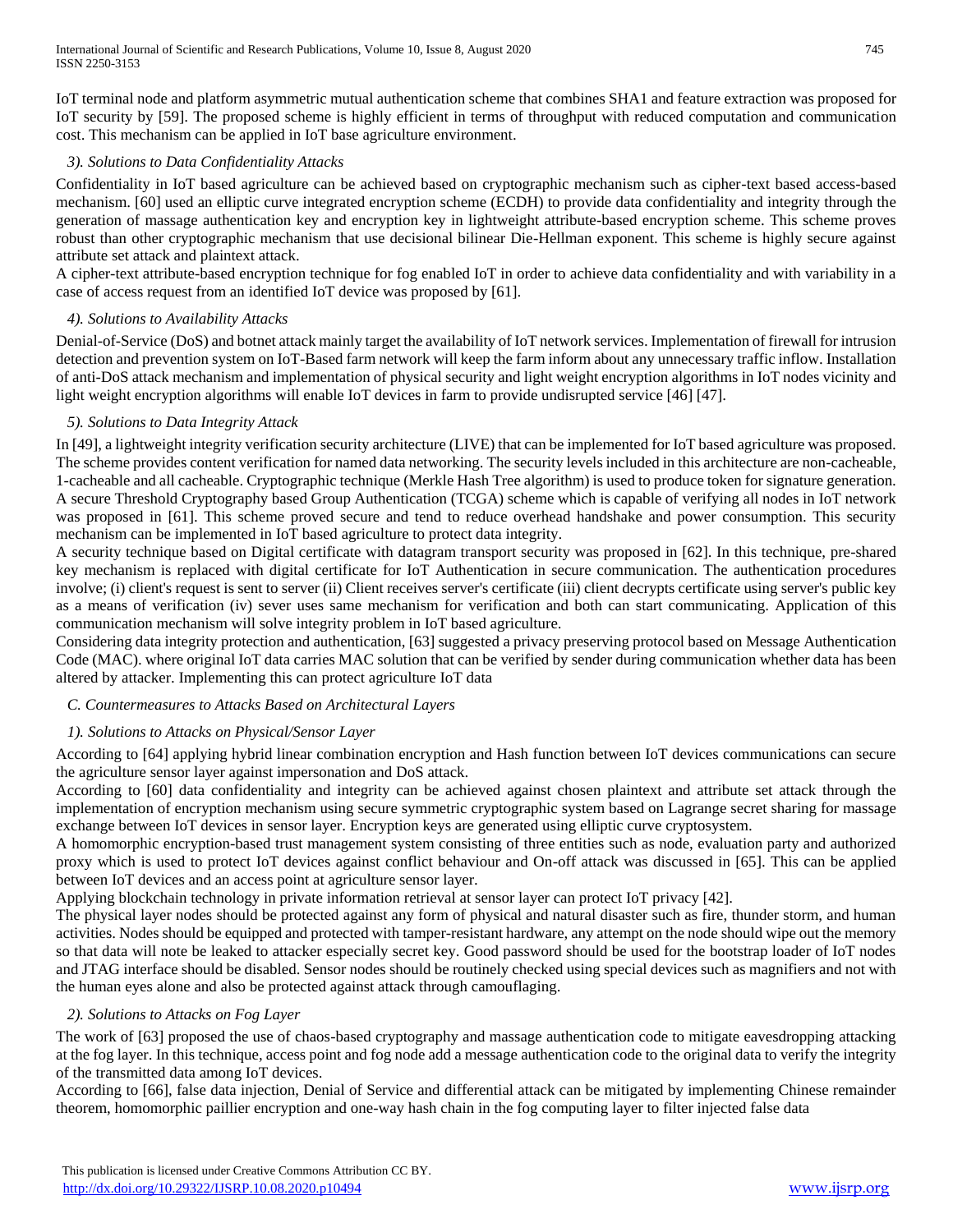IoT terminal node and platform asymmetric mutual authentication scheme that combines SHA1 and feature extraction was proposed for IoT security by [59]. The proposed scheme is highly efficient in terms of throughput with reduced computation and communication cost. This mechanism can be applied in IoT base agriculture environment.

### *3). Solutions to Data Confidentiality Attacks*

Confidentiality in IoT based agriculture can be achieved based on cryptographic mechanism such as cipher-text based access-based mechanism. [60] used an elliptic curve integrated encryption scheme (ECDH) to provide data confidentiality and integrity through the generation of massage authentication key and encryption key in lightweight attribute-based encryption scheme. This scheme proves robust than other cryptographic mechanism that use decisional bilinear Die-Hellman exponent. This scheme is highly secure against attribute set attack and plaintext attack.

A cipher-text attribute-based encryption technique for fog enabled IoT in order to achieve data confidentiality and with variability in a case of access request from an identified IoT device was proposed by [61].

### *4). Solutions to Availability Attacks*

Denial-of-Service (DoS) and botnet attack mainly target the availability of IoT network services. Implementation of firewall for intrusion detection and prevention system on IoT-Based farm network will keep the farm inform about any unnecessary traffic inflow. Installation of anti-DoS attack mechanism and implementation of physical security and light weight encryption algorithms in IoT nodes vicinity and light weight encryption algorithms will enable IoT devices in farm to provide undisrupted service [46] [47].

### *5). Solutions to Data Integrity Attack*

In [49], a lightweight integrity verification security architecture (LIVE) that can be implemented for IoT based agriculture was proposed. The scheme provides content verification for named data networking. The security levels included in this architecture are non-cacheable, 1-cacheable and all cacheable. Cryptographic technique (Merkle Hash Tree algorithm) is used to produce token for signature generation. A secure Threshold Cryptography based Group Authentication (TCGA) scheme which is capable of verifying all nodes in IoT network was proposed in [61]. This scheme proved secure and tend to reduce overhead handshake and power consumption. This security mechanism can be implemented in IoT based agriculture to protect data integrity.

A security technique based on Digital certificate with datagram transport security was proposed in [62]. In this technique, pre-shared key mechanism is replaced with digital certificate for IoT Authentication in secure communication. The authentication procedures involve; (i) client's request is sent to server (ii) Client receives server's certificate (iii) client decrypts certificate using server's public key as a means of verification (iv) sever uses same mechanism for verification and both can start communicating. Application of this communication mechanism will solve integrity problem in IoT based agriculture.

Considering data integrity protection and authentication, [63] suggested a privacy preserving protocol based on Message Authentication Code (MAC). where original IoT data carries MAC solution that can be verified by sender during communication whether data has been altered by attacker. Implementing this can protect agriculture IoT data

## *C. Countermeasures to Attacks Based on Architectural Layers*

### *1). Solutions to Attacks on Physical/Sensor Layer*

According to [64] applying hybrid linear combination encryption and Hash function between IoT devices communications can secure the agriculture sensor layer against impersonation and DoS attack.

According to [60] data confidentiality and integrity can be achieved against chosen plaintext and attribute set attack through the implementation of encryption mechanism using secure symmetric cryptographic system based on Lagrange secret sharing for massage exchange between IoT devices in sensor layer. Encryption keys are generated using elliptic curve cryptosystem.

A homomorphic encryption-based trust management system consisting of three entities such as node, evaluation party and authorized proxy which is used to protect IoT devices against conflict behaviour and On-off attack was discussed in [65]. This can be applied between IoT devices and an access point at agriculture sensor layer.

Applying blockchain technology in private information retrieval at sensor layer can protect IoT privacy [42].

The physical layer nodes should be protected against any form of physical and natural disaster such as fire, thunder storm, and human activities. Nodes should be equipped and protected with tamper-resistant hardware, any attempt on the node should wipe out the memory so that data will note be leaked to attacker especially secret key. Good password should be used for the bootstrap loader of IoT nodes and JTAG interface should be disabled. Sensor nodes should be routinely checked using special devices such as magnifiers and not with the human eyes alone and also be protected against attack through camouflaging.

### *2). Solutions to Attacks on Fog Layer*

The work of [63] proposed the use of chaos-based cryptography and massage authentication code to mitigate eavesdropping attacking at the fog layer. In this technique, access point and fog node add a message authentication code to the original data to verify the integrity of the transmitted data among IoT devices.

According to [66], false data injection, Denial of Service and differential attack can be mitigated by implementing Chinese remainder theorem, homomorphic paillier encryption and one-way hash chain in the fog computing layer to filter injected false data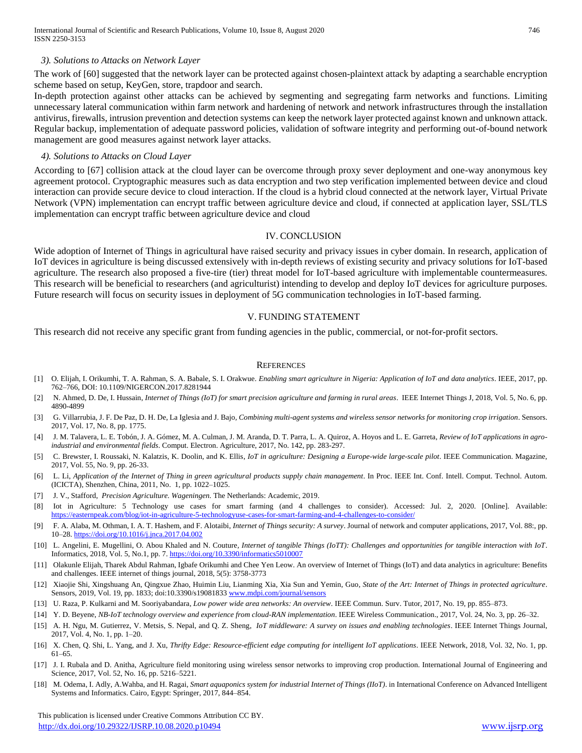### 3). Solutions to Attacks on Network Layer

The work of [60] suggested that the network layer can be protected against chosen-plaintext attack by adapting a searchable encryption scheme based on setup, KeyGen, store, trapdoor and search.

In-depth protection against other attacks can be achieved by segmenting and segregating farm networks and functions. Limiting unnecessary lateral communication within farm network and hardening of network and network infrastructures through the installation antivirus, firewalls, intrusion prevention and detection systems can keep the network layer protected against known and unknown attack. Regular backup, implementation of adequate password policies, validation of software integrity and performing out-of-bound network management are good measures against network layer attacks.

### 4). Solutions to Attacks on Cloud Layer

According to [67] collision attack at the cloud layer can be overcome through proxy sever deployment and one-way anonymous key agreement protocol. Cryptographic measures such as data encryption and two step verification implemented between device and cloud interaction can provide secure device to cloud interaction. If the cloud is a hybrid cloud connected at the network layer, Virtual Private Network (VPN) implementation can encrypt traffic between agriculture device and cloud, if connected at application layer, SSL/TLS implementation can encrypt traffic between agriculture device and cloud

## IV. Conclusion

Wide adoption of Internet of Things in agricultural have raised security and privacy issues in cyber domain. In research, application of IoT devices in agriculture is being discussed extensively with in-depth reviews of existing security and privacy solutions for IoT-based agriculture. The research also proposed a five-tire (tier) threat model for IoT-based agriculture with implementable countermeasures. This research will be beneficial to researchers (and agriculturist) intending to develop and deploy IoT devices for agriculture purposes. Future research will focus on security issues in deployment of 5G communication technologies in IoT-based farming.

## V. Funding Statement

This research did not receive any specific grant from funding agencies in the public, commercial, or not-for-profit sectors.

## References

[1] O. Elijah, I. Orikumhi, T. A. Rahman, S. A. Babale, S. I. Orakwue. *Enabling smart agriculture in Nigeria: Application of IoT and data analytics*. IEEE, 2017, pp. 762–766, DOI: 10.1109/NIGERCON.2017.8281944

[2] N. Ahmed, D. De, I. Hussain, *Internet of Things (IoT) for smart precision agriculture and farming in rural areas*. IEEE Internet Things J, 2018, Vol. 5, No. 6, pp. 4890-4899

[3] G. Villarrubia, J. F. De Paz, D. H. De, La Iglesia and J. Bajo, *Combining multi-agent systems and wireless sensor networks for monitoring crop irrigation*. Sensors. 2017, Vol. 17, No. 8, pp. 1775.

[4] J. M. Talavera, L. E. Tobón, J. A. Gómez, M. A. Culman, J. M. Aranda, D. T. Parra, L. A. Quiroz, A. Hoyos and L. E. Garreta, *Review of IoT applications in agro-industrial and environmental fields*. Comput. Electron. Agriculture, 2017, No. 142, pp. 283-297.

[5] C. Brewster, I. Roussaki, N. Kalatzis, K. Doolin, and K. Ellis, *IoT in agriculture: Designing a Europe-wide large-scale pilot*. IEEE Communication. Magazine, 2017, Vol. 55, No. 9, pp. 26-33.

[6] L. Li, *Application of the Internet of Thing in green agricultural products supply chain management*. In Proc. IEEE Int. Conf. Intell. Comput. Technol. Autom. (ICICTA), Shenzhen, China, 2011, No. 1, pp. 1022–1025.

[7] J. V., Stafford, *Precision Agriculture. Wageningen.* The Netherlands: Academic, 2019.

[8] Iot in Agriculture: 5 Technology use cases for smart farming (and 4 challenges to consider). Accessed: Jul. 2, 2020. [Online]. Available: https://easternpeak.com/blog/iot-in-agriculture-5-technologyuse-cases-for-smart-farming-and-4-challenges-to-consider/

[9] F. A. Alaba, M. Othman, I. A. T. Hashem, and F. Alotaibi, *Internet of Things security: A survey*. Journal of network and computer applications, 2017, Vol. 88:, pp. 10–28. https://doi.org/10.1016/j.jnca.2017.04.002

[10] L. Angelini, E. Mugellini, O. Abou Khaled and N. Couture, *Internet of tangible Things (IoTT): Challenges and opportunities for tangible interaction with IoT*. Informatics, 2018, Vol. 5, No.1, pp. 7. https://doi.org/10.3390/informatics5010007

[11] Olakunle Elijah, Tharek Abdul Rahman, Igbafe Orikumhi and Chee Yen Leow. An overview of Internet of Things (IoT) and data analytics in agriculture: Benefits and challenges. IEEE internet of things journal, 2018, 5(5): 3758-3773

[12] Xiaojie Shi, Xingshuang An, Qingxue Zhao, Huimin Liu, Lianming Xia, Xia Sun and Yemin, Guo, *State of the Art: Internet of Things in protected agriculture*. Sensors, 2019, Vol. 19, pp. 1833; doi:10.3390/s19081833 www.mdpi.com/journal/sensors

[13] U. Raza, P. Kulkarni and M. Sooriyabandara, *Low power wide area networks: An overview*. IEEE Commun. Surv. Tutor, 2017, No. 19, pp. 855–873.

[14] Y. D. Beyene, *NB-IoT technology overview and experience from cloud-RAN implementation*. IEEE Wireless Communication., 2017, Vol. 24, No. 3, pp. 26–32.

[15] A. H. Ngu, M. Gutierrez, V. Metsis, S. Nepal, and Q. Z. Sheng, *IoT middleware: A survey on issues and enabling technologies*. IEEE Internet Things Journal, 2017, Vol. 4, No. 1, pp. 1–20.

[16] X. Chen, Q. Shi, L. Yang, and J. Xu, *Thrifty Edge: Resource-efficient edge computing for intelligent IoT applications*. IEEE Network, 2018, Vol. 32, No. 1, pp. 61–65.

[17] J. I. Rubala and D. Anitha, Agriculture field monitoring using wireless sensor networks to improving crop production. International Journal of Engineering and Science, 2017, Vol. 52, No. 16, pp. 5216–5221.

[18] M. Odema, I. Adly, A.Wahba, and H. Ragai, *Smart aquaponics system for industrial Internet of Things (IIoT)*. in International Conference on Advanced Intelligent Systems and Informatics. Cairo, Egypt: Springer, 2017, 844–854.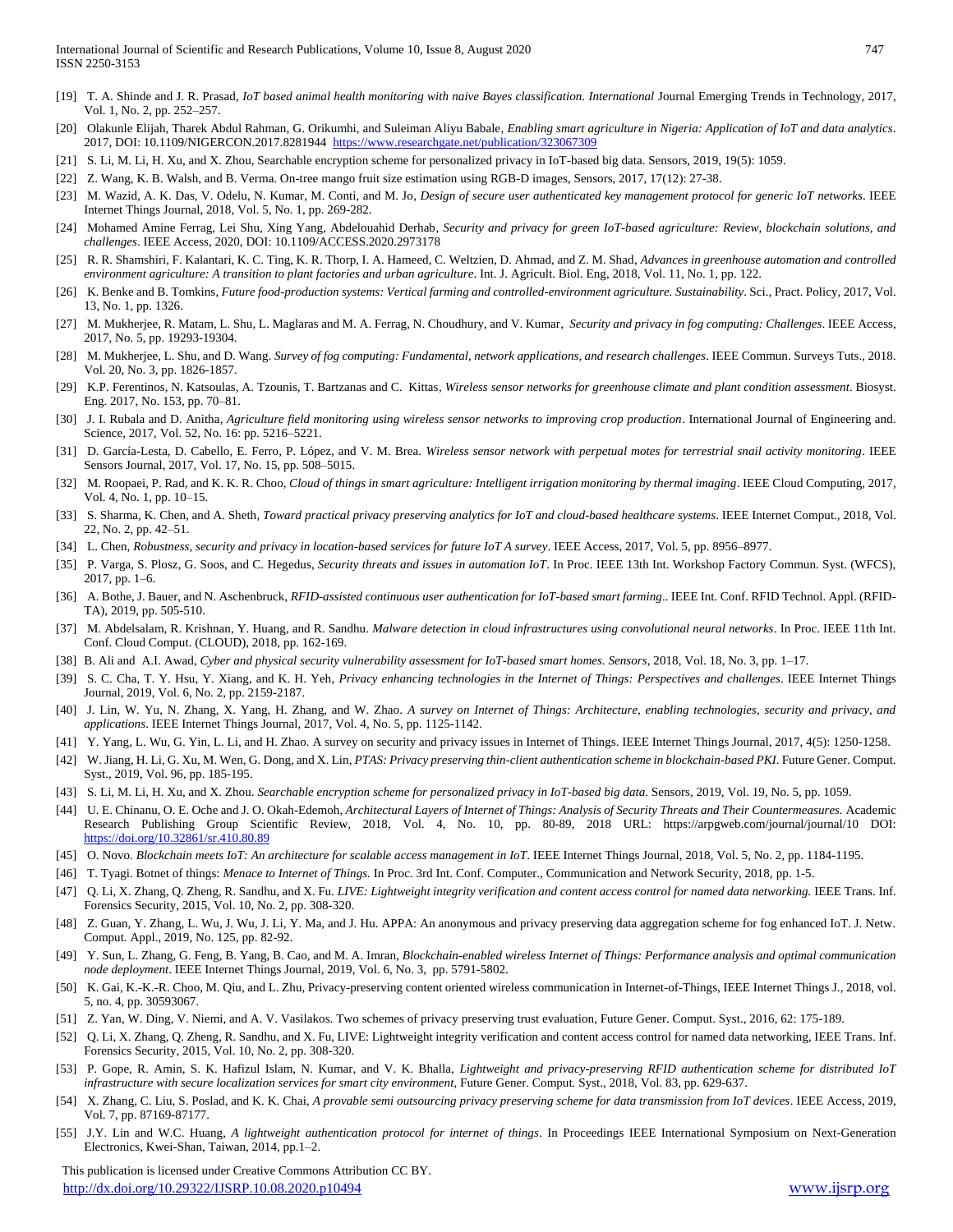[19] T. A. Shinde and J. R. Prasad, *IoT based animal health monitoring with naive Bayes classification. International* Journal Emerging Trends in Technology, 2017, Vol. 1, No. 2, pp. 252–257.

[20] Olakunle Elijah, Tharek Abdul Rahman, G. Orikumhi, and Suleiman Aliyu Babale, *Enabling smart agriculture in Nigeria: Application of IoT and data analytics*. 2017, DOI: 10.1109/NIGERCON.2017.8281944 https://www.researchgate.net/publication/323067309

[21] S. Li, M. Li, H. Xu, and X. Zhou, Searchable encryption scheme for personalized privacy in IoT-based big data. Sensors, 2019, 19(5): 1059.

[22] Z. Wang, K. B. Walsh, and B. Verma. On-tree mango fruit size estimation using RGB-D images, Sensors, 2017, 17(12): 27-38.

[23] M. Wazid, A. K. Das, V. Odelu, N. Kumar, M. Conti, and M. Jo, *Design of secure user authenticated key management protocol for generic IoT networks*. IEEE Internet Things Journal, 2018, Vol. 5, No. 1, pp. 269-282.

[24] Mohamed Amine Ferrag, Lei Shu, Xing Yang, Abdelouahid Derhab, *Security and privacy for green IoT-based agriculture: Review, blockchain solutions, and challenges*. IEEE Access, 2020, DOI: 10.1109/ACCESS.2020.2973178

[25] R. R. Shamshiri, F. Kalantari, K. C. Ting, K. R. Thorp, I. A. Hameed, C. Weltzien, D. Ahmad, and Z. M. Shad, *Advances in greenhouse automation and controlled environment agriculture: A transition to plant factories and urban agriculture*. Int. J. Agricult. Biol. Eng, 2018, Vol. 11, No. 1, pp. 122.

[26] K. Benke and B. Tomkins, *Future food-production systems: Vertical farming and controlled-environment agriculture. Sustainability*. Sci., Pract. Policy, 2017, Vol. 13, No. 1, pp. 1326.

[27] M. Mukherjee, R. Matam, L. Shu, L. Maglaras and M. A. Ferrag, N. Choudhury, and V. Kumar, *Security and privacy in fog computing: Challenges*. IEEE Access, 2017, No. 5, pp. 19293-19304.

[28] M. Mukherjee, L. Shu, and D. Wang. *Survey of fog computing: Fundamental, network applications, and research challenges*. IEEE Commun. Surveys Tuts., 2018. Vol. 20, No. 3, pp. 1826-1857.

[29] K.P. Ferentinos, N. Katsoulas, A. Tzounis, T. Bartzanas and C. Kittas, *Wireless sensor networks for greenhouse climate and plant condition assessment*. Biosyst. Eng. 2017, No. 153, pp. 70–81.

[30] J. I. Rubala and D. Anitha, *Agriculture field monitoring using wireless sensor networks to improving crop production*. International Journal of Engineering and. Science, 2017, Vol. 52, No. 16: pp. 5216–5221.

[31] D. García-Lesta, D. Cabello, E. Ferro, P. López, and V. M. Brea. *Wireless sensor network with perpetual motes for terrestrial snail activity monitoring*. IEEE Sensors Journal, 2017, Vol. 17, No. 15, pp. 508–5015.

[32] M. Roopaei, P. Rad, and K. K. R. Choo, *Cloud of things in smart agriculture: Intelligent irrigation monitoring by thermal imaging*. IEEE Cloud Computing, 2017, Vol. 4, No. 1, pp. 10–15.

[33] S. Sharma, K. Chen, and A. Sheth, *Toward practical privacy preserving analytics for IoT and cloud-based healthcare systems*. IEEE Internet Comput., 2018, Vol. 22, No. 2, pp. 42–51.

[34] L. Chen, *Robustness, security and privacy in location-based services for future IoT A survey*. IEEE Access, 2017, Vol. 5, pp. 8956–8977.

[35] P. Varga, S. Plosz, G. Soos, and C. Hegedus, *Security threats and issues in automation IoT*. In Proc. IEEE 13th Int. Workshop Factory Commun. Syst. (WFCS), 2017, pp. 1–6.

[36] A. Bothe, J. Bauer, and N. Aschenbruck, *RFID-assisted continuous user authentication for IoT-based smart farming*.. IEEE Int. Conf. RFID Technol. Appl. (RFID-TA), 2019, pp. 505-510.

[37] M. Abdelsalam, R. Krishnan, Y. Huang, and R. Sandhu. *Malware detection in cloud infrastructures using convolutional neural networks*. In Proc. IEEE 11th Int. Conf. Cloud Comput. (CLOUD), 2018, pp. 162-169.

[38] B. Ali and A.I. Awad, *Cyber and physical security vulnerability assessment for IoT-based smart homes. Sensors*, 2018, Vol. 18, No. 3, pp. 1–17.

[39] S. C. Cha, T. Y. Hsu, Y. Xiang, and K. H. Yeh, *Privacy enhancing technologies in the Internet of Things: Perspectives and challenges*. IEEE Internet Things Journal, 2019, Vol. 6, No. 2, pp. 2159-2187.

[40] J. Lin, W. Yu, N. Zhang, X. Yang, H. Zhang, and W. Zhao. *A survey on Internet of Things: Architecture, enabling technologies, security and privacy, and applications*. IEEE Internet Things Journal, 2017, Vol. 4, No. 5, pp. 1125-1142.

[41] Y. Yang, L. Wu, G. Yin, L. Li, and H. Zhao. A survey on security and privacy issues in Internet of Things. IEEE Internet Things Journal, 2017, 4(5): 1250-1258.

[42] W. Jiang, H. Li, G. Xu, M. Wen, G. Dong, and X. Lin, *PTAS: Privacy preserving thin-client authentication scheme in blockchain-based PKI*. Future Gener. Comput. Syst., 2019, Vol. 96, pp. 185-195.

[43] S. Li, M. Li, H. Xu, and X. Zhou. *Searchable encryption scheme for personalized privacy in IoT-based big data*. Sensors, 2019, Vol. 19, No. 5, pp. 1059.

[44] U. E. Chinanu, O. E. Oche and J. O. Okah-Edemoh, *Architectural Layers of Internet of Things: Analysis of Security Threats and Their Countermeasures.* Academic Research Publishing Group Scientific Review, 2018, Vol. 4, No. 10, pp. 80-89, 2018 URL: https://arpgweb.com/journal/journal/10 DOI: https://doi.org/10.32861/sr.410.80.89

[45] O. Novo. *Blockchain meets IoT: An architecture for scalable access management in IoT*. IEEE Internet Things Journal, 2018, Vol. 5, No. 2, pp. 1184-1195.

[46] T. Tyagi. Botnet of things: *Menace to Internet of Things.* In Proc. 3rd Int. Conf. Computer., Communication and Network Security, 2018, pp. 1-5.

[47] Q. Li, X. Zhang, Q. Zheng, R. Sandhu, and X. Fu. *LIVE: Lightweight integrity verification and content access control for named data networking.* IEEE Trans. Inf. Forensics Security, 2015, Vol. 10, No. 2, pp. 308-320.

[48] Z. Guan, Y. Zhang, L. Wu, J. Wu, J. Li, Y. Ma, and J. Hu. APPA: An anonymous and privacy preserving data aggregation scheme for fog enhanced IoT. J. Netw. Comput. Appl., 2019, No. 125, pp. 82-92.

[49] Y. Sun, L. Zhang, G. Feng, B. Yang, B. Cao, and M. A. Imran, *Blockchain-enabled wireless Internet of Things: Performance analysis and optimal communication node deployment*. IEEE Internet Things Journal, 2019, Vol. 6, No. 3, pp. 5791-5802.

[50] K. Gai, K.-K.-R. Choo, M. Qiu, and L. Zhu, Privacy-preserving content oriented wireless communication in Internet-of-Things, IEEE Internet Things J., 2018, vol. 5, no. 4, pp. 30593067.

[51] Z. Yan, W. Ding, V. Niemi, and A. V. Vasilakos. Two schemes of privacy preserving trust evaluation, Future Gener. Comput. Syst., 2016, 62: 175-189.

[52] Q. Li, X. Zhang, Q. Zheng, R. Sandhu, and X. Fu, LIVE: Lightweight integrity verification and content access control for named data networking, IEEE Trans. Inf. Forensics Security, 2015, Vol. 10, No. 2, pp. 308-320.

[53] P. Gope, R. Amin, S. K. Hafizul Islam, N. Kumar, and V. K. Bhalla, *Lightweight and privacy-preserving RFID authentication scheme for distributed IoT infrastructure with secure localization services for smart city environment*, Future Gener. Comput. Syst., 2018, Vol. 83, pp. 629-637.

[54] X. Zhang, C. Liu, S. Poslad, and K. K. Chai, *A provable semi outsourcing privacy preserving scheme for data transmission from IoT devices*. IEEE Access, 2019, Vol. 7, pp. 87169-87177.

[55] J.Y. Lin and W.C. Huang, *A lightweight authentication protocol for internet of things*. In Proceedings IEEE International Symposium on Next-Generation Electronics, Kwei-Shan, Taiwan, 2014, pp.1–2.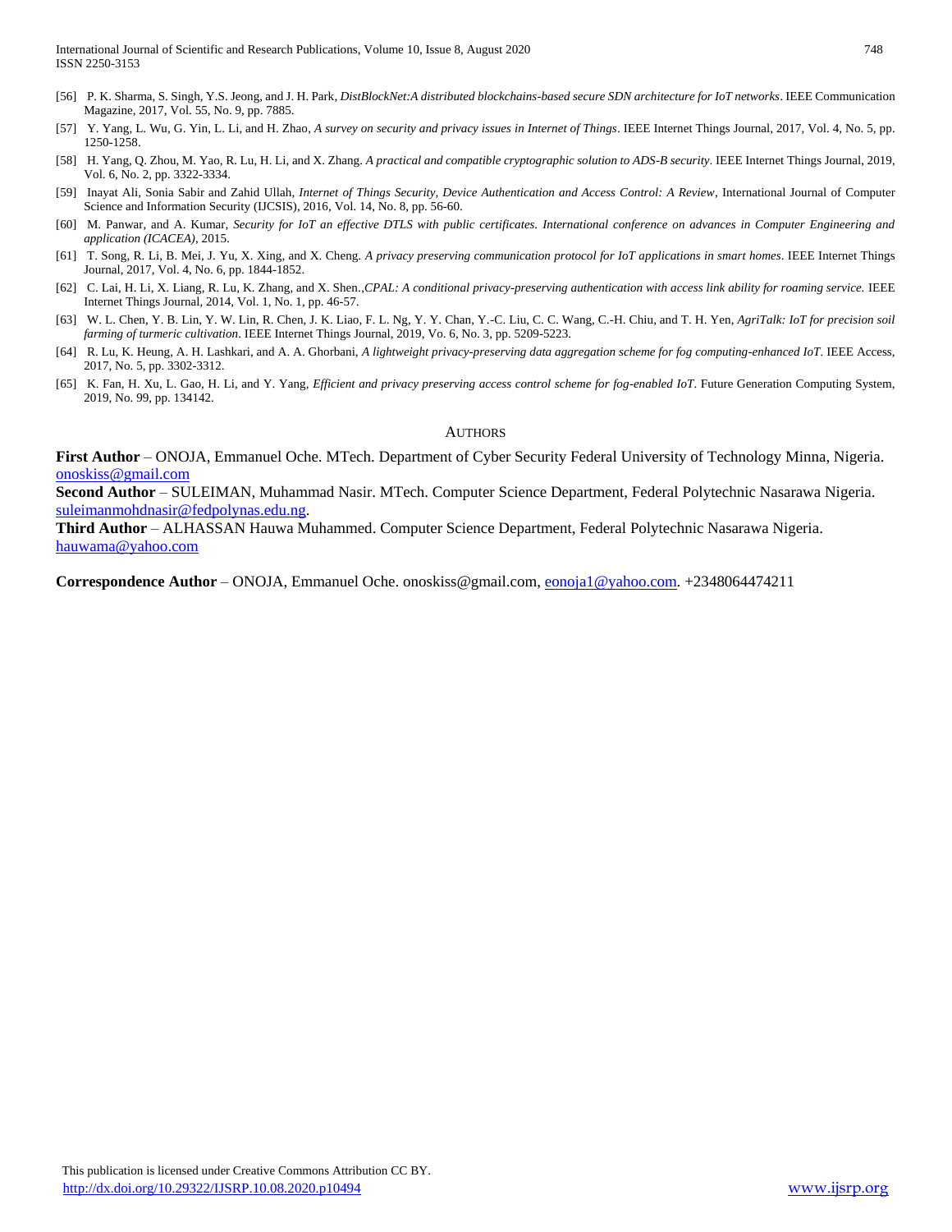[56] P. K. Sharma, S. Singh, Y.S. Jeong, and J. H. Park, *DistBlockNet:A distributed blockchains-based secure SDN architecture for IoT networks*. IEEE Communication Magazine, 2017, Vol. 55, No. 9, pp. 7885.

[57] Y. Yang, L. Wu, G. Yin, L. Li, and H. Zhao, *A survey on security and privacy issues in Internet of Things*. IEEE Internet Things Journal, 2017, Vol. 4, No. 5, pp. 1250-1258.

[58] H. Yang, Q. Zhou, M. Yao, R. Lu, H. Li, and X. Zhang. *A practical and compatible cryptographic solution to ADS-B security*. IEEE Internet Things Journal, 2019, Vol. 6, No. 2, pp. 3322-3334.

[59] Inayat Ali, Sonia Sabir and Zahid Ullah, *Internet of Things Security, Device Authentication and Access Control: A Review*, International Journal of Computer Science and Information Security (IJCSIS), 2016, Vol. 14, No. 8, pp. 56-60.

[60] M. Panwar, and A. Kumar, *Security for IoT an effective DTLS with public certificates. International conference on advances in Computer Engineering and application (ICACEA)*, 2015.

[61] T. Song, R. Li, B. Mei, J. Yu, X. Xing, and X. Cheng. *A privacy preserving communication protocol for IoT applications in smart homes*. IEEE Internet Things Journal, 2017, Vol. 4, No. 6, pp. 1844-1852.

[62] C. Lai, H. Li, X. Liang, R. Lu, K. Zhang, and X. Shen.,*CPAL: A conditional privacy-preserving authentication with access link ability for roaming service.* IEEE Internet Things Journal, 2014, Vol. 1, No. 1, pp. 46-57.

[63] W. L. Chen, Y. B. Lin, Y. W. Lin, R. Chen, J. K. Liao, F. L. Ng, Y. Y. Chan, Y.-C. Liu, C. C. Wang, C.-H. Chiu, and T. H. Yen, *AgriTalk: IoT for precision soil farming of turmeric cultivation*. IEEE Internet Things Journal, 2019, Vo. 6, No. 3, pp. 5209-5223.

[64] R. Lu, K. Heung, A. H. Lashkari, and A. A. Ghorbani, *A lightweight privacy-preserving data aggregation scheme for fog computing-enhanced IoT*. IEEE Access, 2017, No. 5, pp. 3302-3312.

[65] K. Fan, H. Xu, L. Gao, H. Li, and Y. Yang, *Efficient and privacy preserving access control scheme for fog-enabled IoT*. Future Generation Computing System, 2019, No. 99, pp. 134142.

## AUTHORS

**First Author** – ONOJA, Emmanuel Oche. MTech. Department of Cyber Security Federal University of Technology Minna, Nigeria. onoskiss@gmail.com

**Second Author** – SULEIMAN, Muhammad Nasir. MTech. Computer Science Department, Federal Polytechnic Nasarawa Nigeria. suleimanmohdnasir@fedpolynas.edu.ng.

**Third Author** – ALHASSAN Hauwa Muhammed. Computer Science Department, Federal Polytechnic Nasarawa Nigeria. hauwama@yahoo.com

**Correspondence Author** – ONOJA, Emmanuel Oche. onoskiss@gmail.com, eonoja1@yahoo.com. +2348064474211